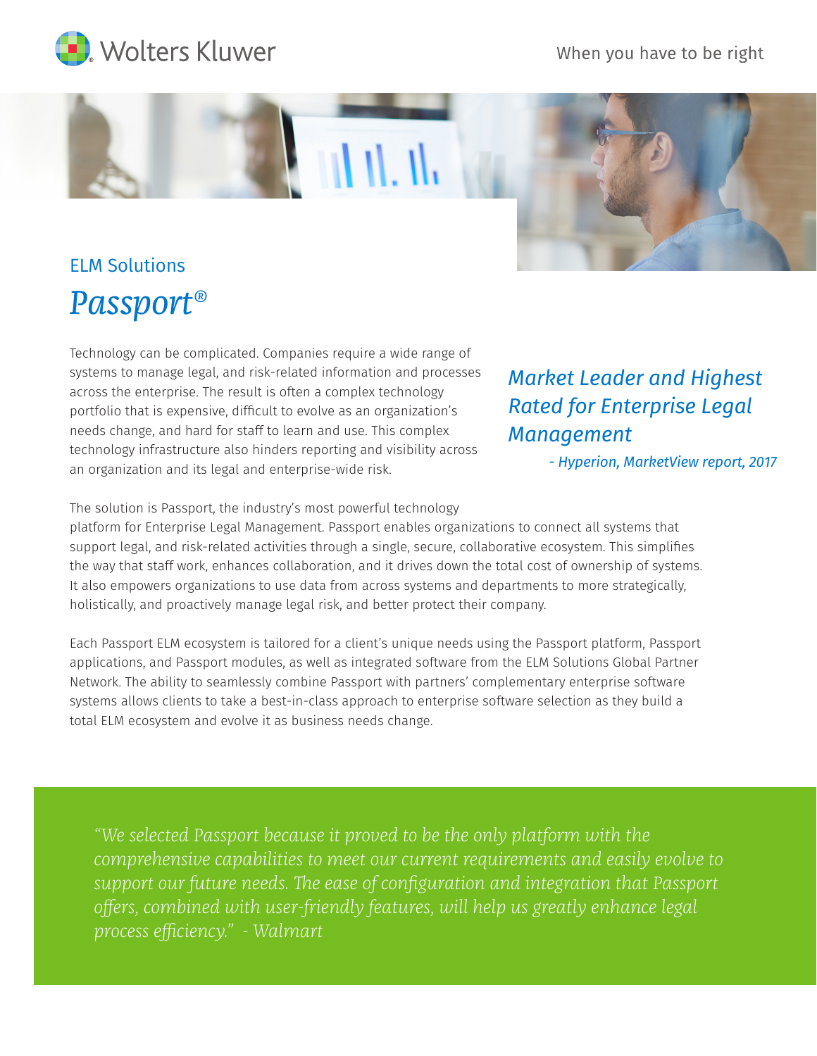## ELM Solutions

# *Passport®*

Technology can be complicated. Companies require a wide range of systems to manage legal, and risk-related information and processes across the enterprise. The result is often a complex technology portfolio that is expensive, difficult to evolve as an organization's needs change, and hard for staff to learn and use. This complex technology infrastructure also hinders reporting and visibility across an organization and its legal and enterprise-wide risk.

*Market Leader and Highest Rated for Enterprise Legal Management*

*- Hyperion, MarketView report, 2017*

The solution is Passport, the industry's most powerful technology platform for Enterprise Legal Management. Passport enables organizations to connect all systems that support legal, and risk-related activities through a single, secure, collaborative ecosystem. This simplifies the way that staff work, enhances collaboration, and it drives down the total cost of ownership of systems. It also empowers organizations to use data from across systems and departments to more strategically, holistically, and proactively manage legal risk, and better protect their company.

Each Passport ELM ecosystem is tailored for a client's unique needs using the Passport platform, Passport applications, and Passport modules, as well as integrated software from the ELM Solutions Global Partner Network. The ability to seamlessly combine Passport with partners' complementary enterprise software systems allows clients to take a best-in-class approach to enterprise software selection as they build a total ELM ecosystem and evolve it as business needs change.

> *"We selected Passport because it proved to be the only platform with the comprehensive capabilities to meet our current requirements and easily evolve to support our future needs. The ease of configuration and integration that Passport offers, combined with user-friendly features, will help us greatly enhance legal process efficiency." - Walmart*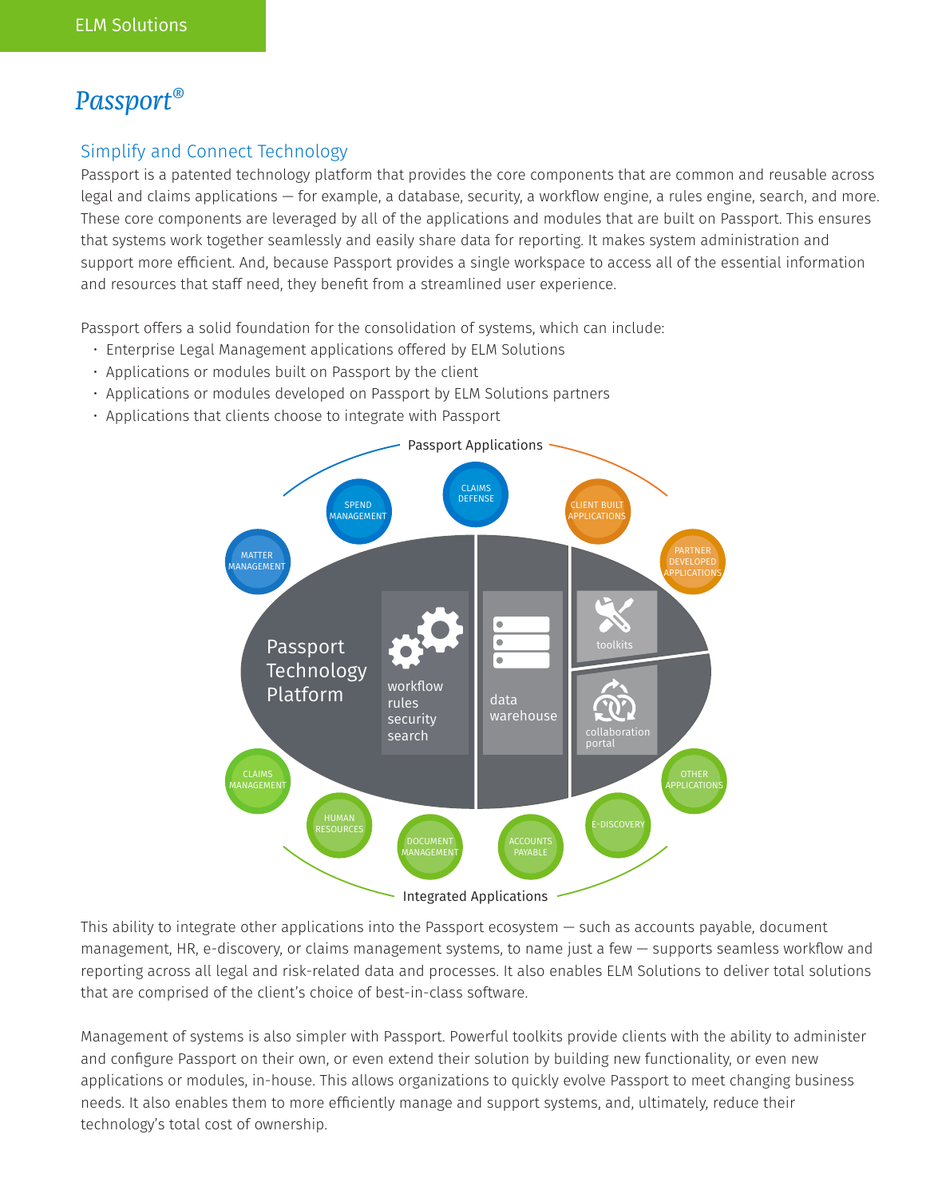# Passport®

## Simplify and Connect Technology

Passport is a patented technology platform that provides the core components that are common and reusable across legal and claims applications — for example, a database, security, a workflow engine, a rules engine, search, and more. These core components are leveraged by all of the applications and modules that are built on Passport. This ensures that systems work together seamlessly and easily share data for reporting. It makes system administration and support more efficient. And, because Passport provides a single workspace to access all of the essential information and resources that staff need, they benefit from a streamlined user experience.

Passport offers a solid foundation for the consolidation of systems, which can include:

- Enterprise Legal Management applications offered by ELM Solutions
- Applications or modules built on Passport by the client
- Applications or modules developed on Passport by ELM Solutions partners
- Applications that clients choose to integrate with Passport

Passport Applications

MATTER MANAGEMENT
SPEND MANAGEMENT
CLAIMS DEFENSE
CLIENT BUILT APPLICATIONS
PARTNER DEVELOPED APPLICATIONS

Passport Technology Platform

workflow
rules
security
search

data warehouse

toolkits

collaboration portal

CLAIMS MANAGEMENT
HUMAN RESOURCES
DOCUMENT MANAGEMENT
ACCOUNTS PAYABLE
E-DISCOVERY
OTHER APPLICATIONS

Integrated Applications

This ability to integrate other applications into the Passport ecosystem — such as accounts payable, document management, HR, e-discovery, or claims management systems, to name just a few — supports seamless workflow and reporting across all legal and risk-related data and processes. It also enables ELM Solutions to deliver total solutions that are comprised of the client's choice of best-in-class software.

Management of systems is also simpler with Passport. Powerful toolkits provide clients with the ability to administer and configure Passport on their own, or even extend their solution by building new functionality, or even new applications or modules, in-house. This allows organizations to quickly evolve Passport to meet changing business needs. It also enables them to more efficiently manage and support systems, and, ultimately, reduce their technology's total cost of ownership.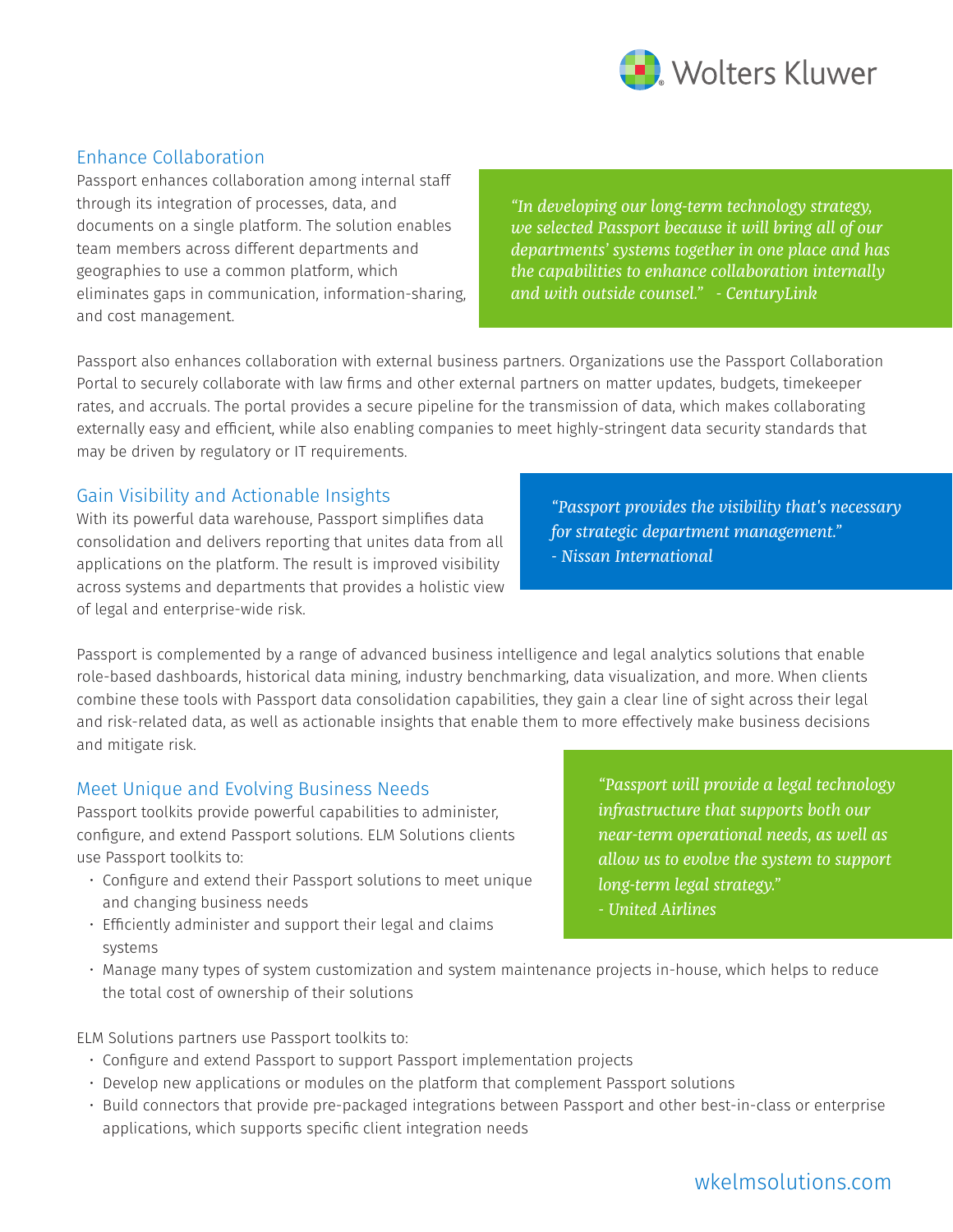## Enhance Collaboration

Passport enhances collaboration among internal staff through its integration of processes, data, and documents on a single platform. The solution enables team members across different departments and geographies to use a common platform, which eliminates gaps in communication, information-sharing, and cost management.

> *"In developing our long-term technology strategy, we selected Passport because it will bring all of our departments' systems together in one place and has the capabilities to enhance collaboration internally and with outside counsel." - CenturyLink*

Passport also enhances collaboration with external business partners. Organizations use the Passport Collaboration Portal to securely collaborate with law firms and other external partners on matter updates, budgets, timekeeper rates, and accruals. The portal provides a secure pipeline for the transmission of data, which makes collaborating externally easy and efficient, while also enabling companies to meet highly-stringent data security standards that may be driven by regulatory or IT requirements.

## Gain Visibility and Actionable Insights

With its powerful data warehouse, Passport simplifies data consolidation and delivers reporting that unites data from all applications on the platform. The result is improved visibility across systems and departments that provides a holistic view of legal and enterprise-wide risk.

> *"Passport provides the visibility that's necessary for strategic department management."*
> *- Nissan International*

Passport is complemented by a range of advanced business intelligence and legal analytics solutions that enable role-based dashboards, historical data mining, industry benchmarking, data visualization, and more. When clients combine these tools with Passport data consolidation capabilities, they gain a clear line of sight across their legal and risk-related data, as well as actionable insights that enable them to more effectively make business decisions and mitigate risk.

## Meet Unique and Evolving Business Needs

Passport toolkits provide powerful capabilities to administer, configure, and extend Passport solutions. ELM Solutions clients use Passport toolkits to:

- Configure and extend their Passport solutions to meet unique and changing business needs
- Efficiently administer and support their legal and claims systems
- Manage many types of system customization and system maintenance projects in-house, which helps to reduce the total cost of ownership of their solutions

> *"Passport will provide a legal technology infrastructure that supports both our near-term operational needs, as well as allow us to evolve the system to support long-term legal strategy."*
> *- United Airlines*

ELM Solutions partners use Passport toolkits to:

- Configure and extend Passport to support Passport implementation projects
- Develop new applications or modules on the platform that complement Passport solutions
- Build connectors that provide pre-packaged integrations between Passport and other best-in-class or enterprise applications, which supports specific client integration needs

wkelmsolutions.com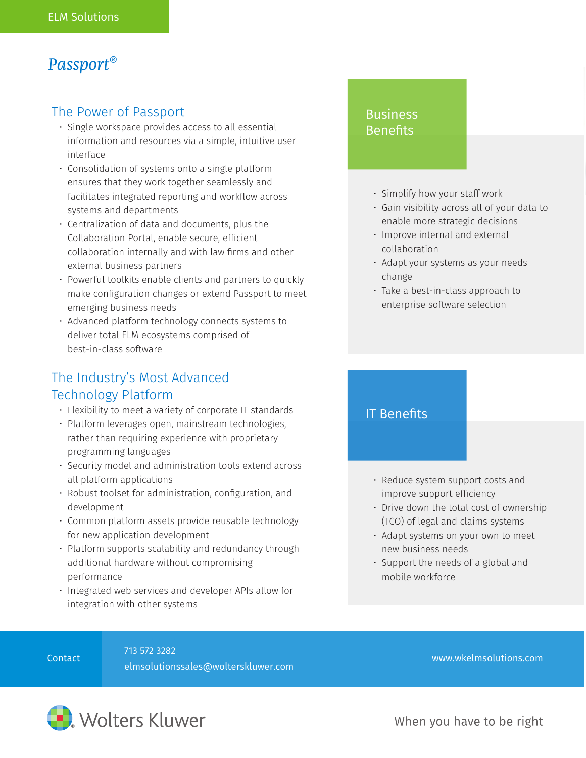ELM Solutions

# Passport®

## The Power of Passport

- Single workspace provides access to all essential information and resources via a simple, intuitive user interface
- Consolidation of systems onto a single platform ensures that they work together seamlessly and facilitates integrated reporting and workflow across systems and departments
- Centralization of data and documents, plus the Collaboration Portal, enable secure, efficient collaboration internally and with law firms and other external business partners
- Powerful toolkits enable clients and partners to quickly make configuration changes or extend Passport to meet emerging business needs
- Advanced platform technology connects systems to deliver total ELM ecosystems comprised of best-in-class software

## The Industry's Most Advanced Technology Platform

- Flexibility to meet a variety of corporate IT standards
- Platform leverages open, mainstream technologies, rather than requiring experience with proprietary programming languages
- Security model and administration tools extend across all platform applications
- Robust toolset for administration, configuration, and development
- Common platform assets provide reusable technology for new application development
- Platform supports scalability and redundancy through additional hardware without compromising performance
- Integrated web services and developer APIs allow for integration with other systems

## Business Benefits

- Simplify how your staff work
- Gain visibility across all of your data to enable more strategic decisions
- Improve internal and external collaboration
- Adapt your systems as your needs change
- Take a best-in-class approach to enterprise software selection

## IT Benefits

- Reduce system support costs and improve support efficiency
- Drive down the total cost of ownership (TCO) of legal and claims systems
- Adapt systems on your own to meet new business needs
- Support the needs of a global and mobile workforce

Contact

713 572 3282
elmsolutionssales@wolterskluwer.com

www.wkelmsolutions.com

Wolters Kluwer

When you have to be right